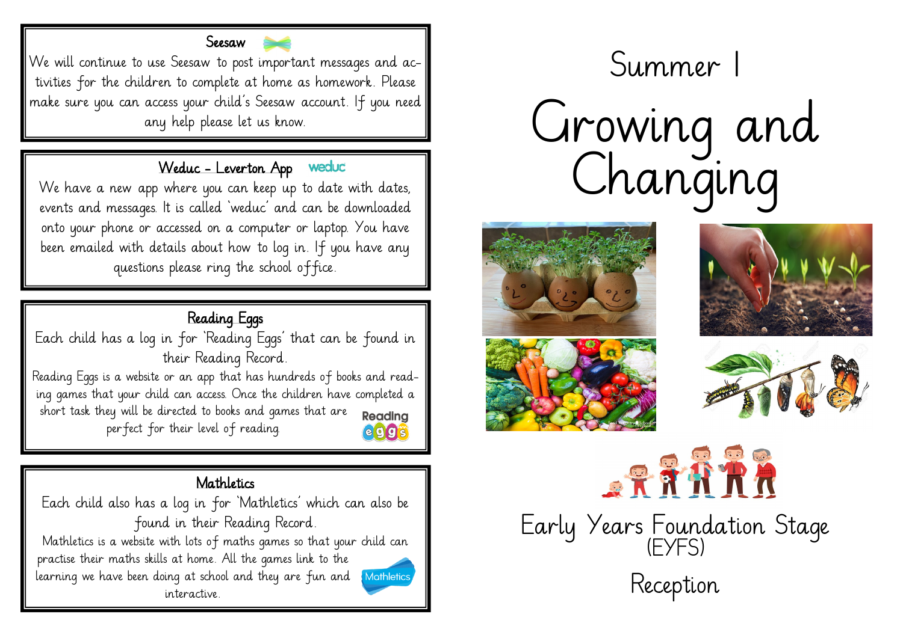## Seesaw

We will continue to use Seesaw to post important messages and activities for the children to complete at home as homework. Please make sure you can access your child's Seesaw account. If you need any help please let us know.

## Weduc - Leverton App

We have a new app where you can keep up to date with dates, events and messages. It is called 'weduc' and can be downloaded onto your phone or accessed on a computer or laptop. You have been emailed with details about how to log in. If you have any questions please ring the school office.

## Reading Eggs

Each child has a log in for 'Reading Eggs' that can be found in their Reading Record.

Reading Eggs is a website or an app that has hundreds of books and reading games that your child can access. Once the children have completed a short task they will be directed to books and games that are perfect for their level of reading.

## Mathletics

Each child also has a log in for 'Mathletics' which can also be found in their Reading Record.

Mathletics is a website with lots of maths games so that your child can practise their maths skills at home. All the games link to the learning we have been doing at school and they are fun and interactive.

# Summer 1

# Growing and Changing

Early Years Foundation Stage (EYFS)

Reception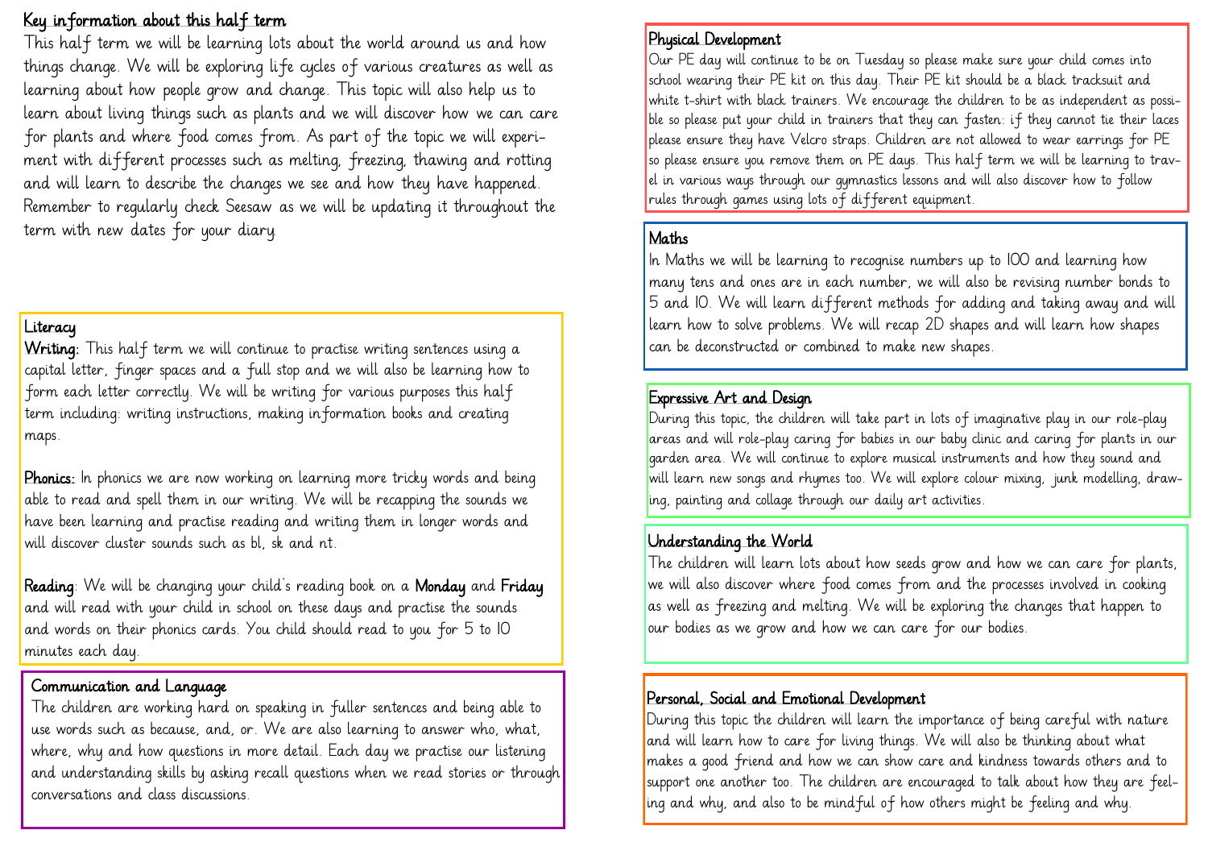## Key information about this half term

This half term we will be learning lots about the world around us and how things change. We will be exploring life cycles of various creatures as well as learning about how people grow and change. This topic will also help us to learn about living things such as plants and we will discover how we can care for plants and where food comes from. As part of the topic we will experiment with different processes such as melting, freezing, thawing and rotting and will learn to describe the changes we see and how they have happened. Remember to regularly check Seesaw as we will be updating it throughout the term with new dates for your diary.

## Literacy

**Writing:** This half term we will continue to practise writing sentences using a capital letter, finger spaces and a full stop and we will also be learning how to form each letter correctly. We will be writing for various purposes this half term including: writing instructions, making information books and creating maps.

**Phonics:** In phonics we are now working on learning more tricky words and being able to read and spell them in our writing. We will be recapping the sounds we have been learning and practise reading and writing them in longer words and will discover cluster sounds such as bl, sk and nt.

**Reading**: We will be changing your child's reading book on a **Monday** and **Friday** and will read with your child in school on these days and practise the sounds and words on their phonics cards. You child should read to you for 5 to 10 minutes each day.

## Communication and Language

The children are working hard on speaking in fuller sentences and being able to use words such as because, and, or. We are also learning to answer who, what, where, why and how questions in more detail. Each day we practise our listening and understanding skills by asking recall questions when we read stories or through conversations and class discussions.

## Physical Development

Our PE day will continue to be on Tuesday so please make sure your child comes into school wearing their PE kit on this day. Their PE kit should be a black tracksuit and white t-shirt with black trainers. We encourage the children to be as independent as possible so please put your child in trainers that they can fasten: if they cannot tie their laces please ensure they have Velcro straps. Children are not allowed to wear earrings for PE so please ensure you remove them on PE days. This half term we will be learning to travel in various ways through our gymnastics lessons and will also discover how to follow rules through games using lots of different equipment.

## Maths

In Maths we will be learning to recognise numbers up to 100 and learning how many tens and ones are in each number, we will also be revising number bonds to 5 and 10. We will learn different methods for adding and taking away and will learn how to solve problems. We will recap 2D shapes and will learn how shapes can be deconstructed or combined to make new shapes.

## Expressive Art and Design

During this topic, the children will take part in lots of imaginative play in our role-play areas and will role-play caring for babies in our baby clinic and caring for plants in our garden area. We will continue to explore musical instruments and how they sound and will learn new songs and rhymes too. We will explore colour mixing, junk modelling, drawing, painting and collage through our daily art activities.

## Understanding the World

The children will learn lots about how seeds grow and how we can care for plants, we will also discover where food comes from and the processes involved in cooking as well as freezing and melting. We will be exploring the changes that happen to our bodies as we grow and how we can care for our bodies.

## Personal, Social and Emotional Development

During this topic the children will learn the importance of being careful with nature and will learn how to care for living things. We will also be thinking about what makes a good friend and how we can show care and kindness towards others and to support one another too. The children are encouraged to talk about how they are feeling and why, and also to be mindful of how others might be feeling and why.